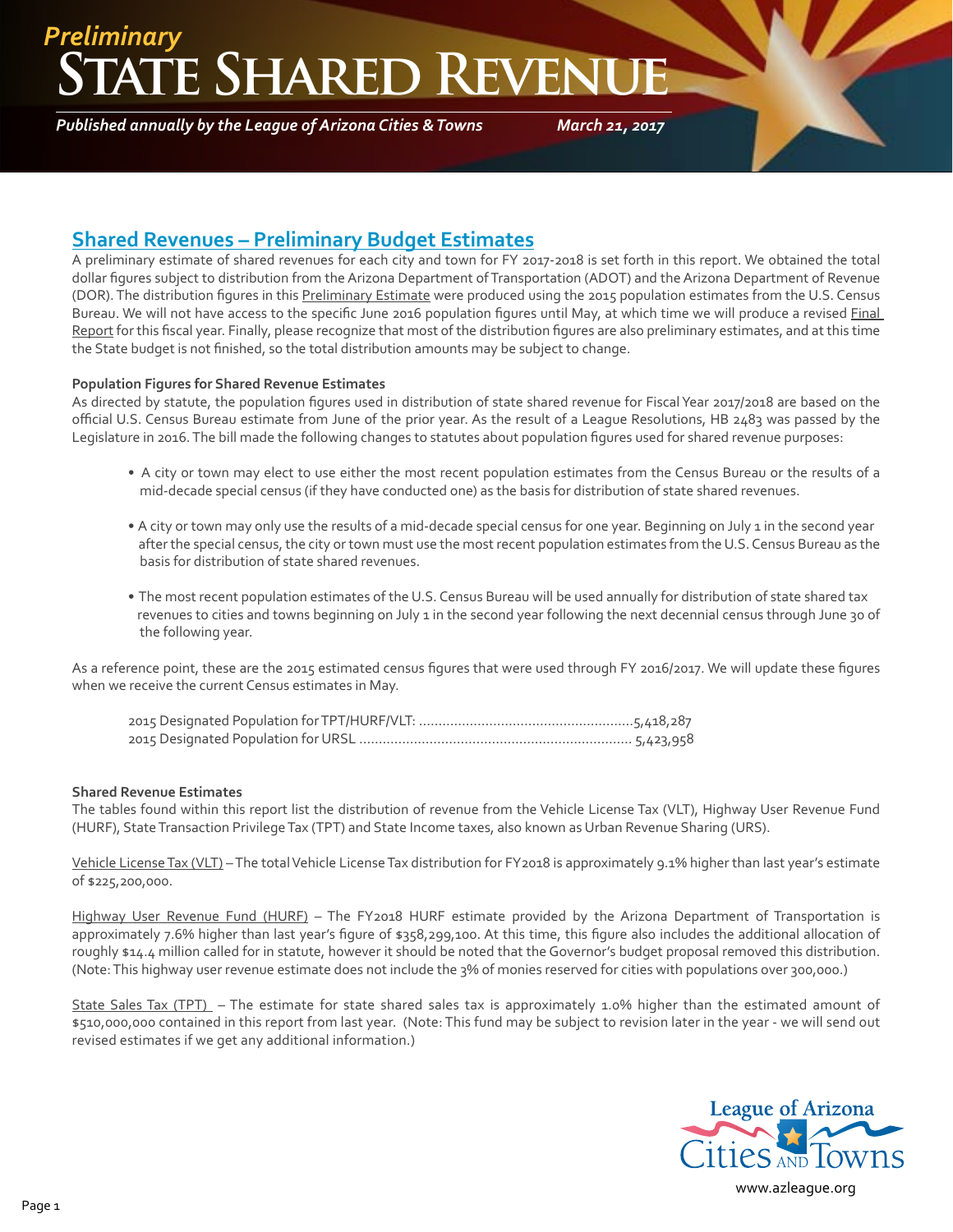*Preliminary*

# State Shared Revenue

*Published annually by the League of Arizona Cities & Towns* *March 21, 2017*

## Shared Revenues – Preliminary Budget Estimates

A preliminary estimate of shared revenues for each city and town for FY 2017-2018 is set forth in this report. We obtained the total dollar figures subject to distribution from the Arizona Department of Transportation (ADOT) and the Arizona Department of Revenue (DOR). The distribution figures in this Preliminary Estimate were produced using the 2015 population estimates from the U.S. Census Bureau. We will not have access to the specific June 2016 population figures until May, at which time we will produce a revised Final Report for this fiscal year. Finally, please recognize that most of the distribution figures are also preliminary estimates, and at this time the State budget is not finished, so the total distribution amounts may be subject to change.

**Population Figures for Shared Revenue Estimates**

As directed by statute, the population figures used in distribution of state shared revenue for Fiscal Year 2017/2018 are based on the official U.S. Census Bureau estimate from June of the prior year. As the result of a League Resolutions, HB 2483 was passed by the Legislature in 2016. The bill made the following changes to statutes about population figures used for shared revenue purposes:

- A city or town may elect to use either the most recent population estimates from the Census Bureau or the results of a mid-decade special census (if they have conducted one) as the basis for distribution of state shared revenues.
- A city or town may only use the results of a mid-decade special census for one year. Beginning on July 1 in the second year after the special census, the city or town must use the most recent population estimates from the U.S. Census Bureau as the basis for distribution of state shared revenues.
- The most recent population estimates of the U.S. Census Bureau will be used annually for distribution of state shared tax revenues to cities and towns beginning on July 1 in the second year following the next decennial census through June 30 of the following year.

As a reference point, these are the 2015 estimated census figures that were used through FY 2016/2017. We will update these figures when we receive the current Census estimates in May.

2015 Designated Population for TPT/HURF/VLT: ........................................................5,418,287
2015 Designated Population for URSL ...................................................................... 5,423,958

**Shared Revenue Estimates**

The tables found within this report list the distribution of revenue from the Vehicle License Tax (VLT), Highway User Revenue Fund (HURF), State Transaction Privilege Tax (TPT) and State Income taxes, also known as Urban Revenue Sharing (URS).

Vehicle License Tax (VLT) – The total Vehicle License Tax distribution for FY2018 is approximately 9.1% higher than last year's estimate of $225,200,000.

Highway User Revenue Fund (HURF) – The FY2018 HURF estimate provided by the Arizona Department of Transportation is approximately 7.6% higher than last year's figure of $358,299,100. At this time, this figure also includes the additional allocation of roughly $14.4 million called for in statute, however it should be noted that the Governor's budget proposal removed this distribution. (Note: This highway user revenue estimate does not include the 3% of monies reserved for cities with populations over 300,000.)

State Sales Tax (TPT) – The estimate for state shared sales tax is approximately 1.0% higher than the estimated amount of $510,000,000 contained in this report from last year. (Note: This fund may be subject to revision later in the year - we will send out revised estimates if we get any additional information.)

League of Arizona Cities and Towns

www.azleague.org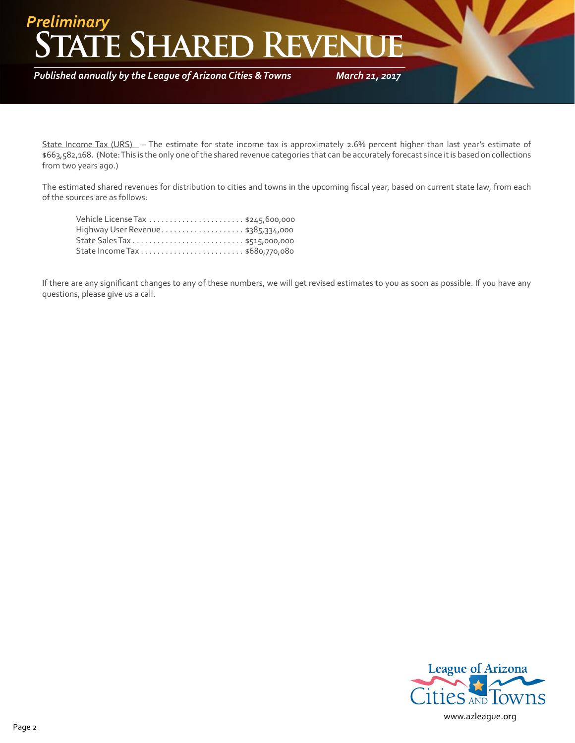State Income Tax (URS) – The estimate for state income tax is approximately 2.6% percent higher than last year's estimate of $663,582,168. (Note: This is the only one of the shared revenue categories that can be accurately forecast since it is based on collections from two years ago.)

The estimated shared revenues for distribution to cities and towns in the upcoming fiscal year, based on current state law, from each of the sources are as follows:

| | |
|---|---|
| Vehicle License Tax | $245,600,000 |
| Highway User Revenue | $385,334,000 |
| State Sales Tax | $515,000,000 |
| State Income Tax | $680,770,080 |

If there are any significant changes to any of these numbers, we will get revised estimates to you as soon as possible. If you have any questions, please give us a call.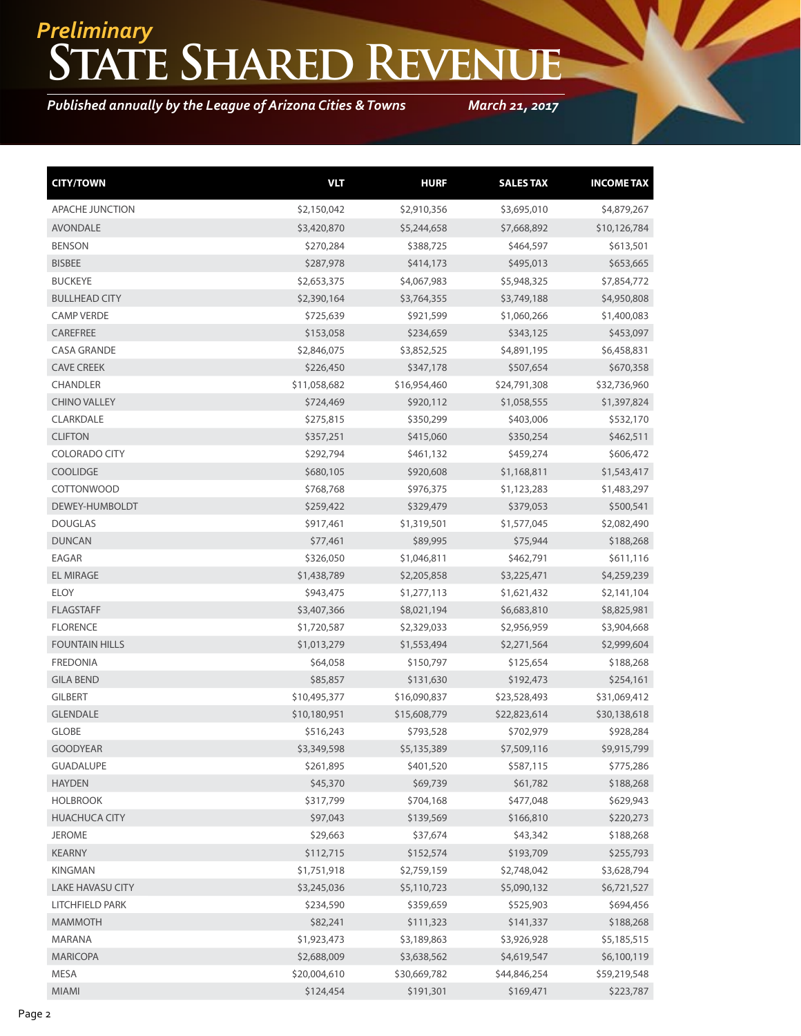*Preliminary*

# State Shared Revenue

*Published annually by the League of Arizona Cities & Towns* *March 21, 2017*

| CITY/TOWN | VLT | HURF | SALES TAX | INCOME TAX |
|---|---|---|---|---|
| APACHE JUNCTION | $2,150,042 | $2,910,356 | $3,695,010 | $4,879,267 |
| AVONDALE | $3,420,870 | $5,244,658 | $7,668,892 | $10,126,784 |
| BENSON | $270,284 | $388,725 | $464,597 | $613,501 |
| BISBEE | $287,978 | $414,173 | $495,013 | $653,665 |
| BUCKEYE | $2,653,375 | $4,067,983 | $5,948,325 | $7,854,772 |
| BULLHEAD CITY | $2,390,164 | $3,764,355 | $3,749,188 | $4,950,808 |
| CAMP VERDE | $725,639 | $921,599 | $1,060,266 | $1,400,083 |
| CAREFREE | $153,058 | $234,659 | $343,125 | $453,097 |
| CASA GRANDE | $2,846,075 | $3,852,525 | $4,891,195 | $6,458,831 |
| CAVE CREEK | $226,450 | $347,178 | $507,654 | $670,358 |
| CHANDLER | $11,058,682 | $16,954,460 | $24,791,308 | $32,736,960 |
| CHINO VALLEY | $724,469 | $920,112 | $1,058,555 | $1,397,824 |
| CLARKDALE | $275,815 | $350,299 | $403,006 | $532,170 |
| CLIFTON | $357,251 | $415,060 | $350,254 | $462,511 |
| COLORADO CITY | $292,794 | $461,132 | $459,274 | $606,472 |
| COOLIDGE | $680,105 | $920,608 | $1,168,811 | $1,543,417 |
| COTTONWOOD | $768,768 | $976,375 | $1,123,283 | $1,483,297 |
| DEWEY-HUMBOLDT | $259,422 | $329,479 | $379,053 | $500,541 |
| DOUGLAS | $917,461 | $1,319,501 | $1,577,045 | $2,082,490 |
| DUNCAN | $77,461 | $89,995 | $75,944 | $188,268 |
| EAGAR | $326,050 | $1,046,811 | $462,791 | $611,116 |
| EL MIRAGE | $1,438,789 | $2,205,858 | $3,225,471 | $4,259,239 |
| ELOY | $943,475 | $1,277,113 | $1,621,432 | $2,141,104 |
| FLAGSTAFF | $3,407,366 | $8,021,194 | $6,683,810 | $8,825,981 |
| FLORENCE | $1,720,587 | $2,329,033 | $2,956,959 | $3,904,668 |
| FOUNTAIN HILLS | $1,013,279 | $1,553,494 | $2,271,564 | $2,999,604 |
| FREDONIA | $64,058 | $150,797 | $125,654 | $188,268 |
| GILA BEND | $85,857 | $131,630 | $192,473 | $254,161 |
| GILBERT | $10,495,377 | $16,090,837 | $23,528,493 | $31,069,412 |
| GLENDALE | $10,180,951 | $15,608,779 | $22,823,614 | $30,138,618 |
| GLOBE | $516,243 | $793,528 | $702,979 | $928,284 |
| GOODYEAR | $3,349,598 | $5,135,389 | $7,509,116 | $9,915,799 |
| GUADALUPE | $261,895 | $401,520 | $587,115 | $775,286 |
| HAYDEN | $45,370 | $69,739 | $61,782 | $188,268 |
| HOLBROOK | $317,799 | $704,168 | $477,048 | $629,943 |
| HUACHUCA CITY | $97,043 | $139,569 | $166,810 | $220,273 |
| JEROME | $29,663 | $37,674 | $43,342 | $188,268 |
| KEARNY | $112,715 | $152,574 | $193,709 | $255,793 |
| KINGMAN | $1,751,918 | $2,759,159 | $2,748,042 | $3,628,794 |
| LAKE HAVASU CITY | $3,245,036 | $5,110,723 | $5,090,132 | $6,721,527 |
| LITCHFIELD PARK | $234,590 | $359,659 | $525,903 | $694,456 |
| MAMMOTH | $82,241 | $111,323 | $141,337 | $188,268 |
| MARANA | $1,923,473 | $3,189,863 | $3,926,928 | $5,185,515 |
| MARICOPA | $2,688,009 | $3,638,562 | $4,619,547 | $6,100,119 |
| MESA | $20,004,610 | $30,669,782 | $44,846,254 | $59,219,548 |
| MIAMI | $124,454 | $191,301 | $169,471 | $223,787 |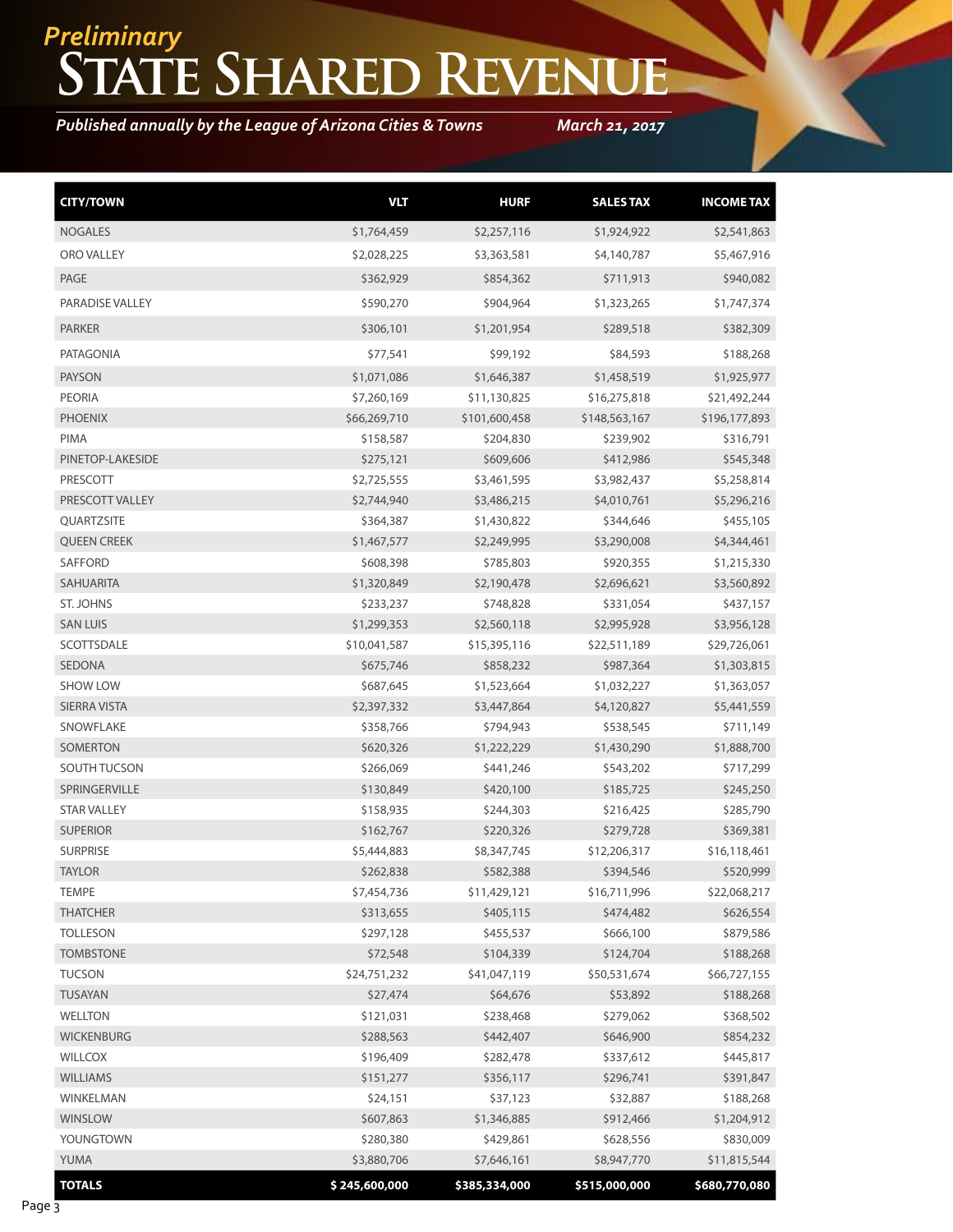# *Preliminary* State Shared Revenue

***Published annually by the League of Arizona Cities & Towns*** ***March 21, 2017***

| CITY/TOWN | VLT | HURF | SALES TAX | INCOME TAX |
|---|---|---|---|---|
| NOGALES | $1,764,459 | $2,257,116 | $1,924,922 | $2,541,863 |
| ORO VALLEY | $2,028,225 | $3,363,581 | $4,140,787 | $5,467,916 |
| PAGE | $362,929 | $854,362 | $711,913 | $940,082 |
| PARADISE VALLEY | $590,270 | $904,964 | $1,323,265 | $1,747,374 |
| PARKER | $306,101 | $1,201,954 | $289,518 | $382,309 |
| PATAGONIA | $77,541 | $99,192 | $84,593 | $188,268 |
| PAYSON | $1,071,086 | $1,646,387 | $1,458,519 | $1,925,977 |
| PEORIA | $7,260,169 | $11,130,825 | $16,275,818 | $21,492,244 |
| PHOENIX | $66,269,710 | $101,600,458 | $148,563,167 | $196,177,893 |
| PIMA | $158,587 | $204,830 | $239,902 | $316,791 |
| PINETOP-LAKESIDE | $275,121 | $609,606 | $412,986 | $545,348 |
| PRESCOTT | $2,725,555 | $3,461,595 | $3,982,437 | $5,258,814 |
| PRESCOTT VALLEY | $2,744,940 | $3,486,215 | $4,010,761 | $5,296,216 |
| QUARTZSITE | $364,387 | $1,430,822 | $344,646 | $455,105 |
| QUEEN CREEK | $1,467,577 | $2,249,995 | $3,290,008 | $4,344,461 |
| SAFFORD | $608,398 | $785,803 | $920,355 | $1,215,330 |
| SAHUARITA | $1,320,849 | $2,190,478 | $2,696,621 | $3,560,892 |
| ST. JOHNS | $233,237 | $748,828 | $331,054 | $437,157 |
| SAN LUIS | $1,299,353 | $2,560,118 | $2,995,928 | $3,956,128 |
| SCOTTSDALE | $10,041,587 | $15,395,116 | $22,511,189 | $29,726,061 |
| SEDONA | $675,746 | $858,232 | $987,364 | $1,303,815 |
| SHOW LOW | $687,645 | $1,523,664 | $1,032,227 | $1,363,057 |
| SIERRA VISTA | $2,397,332 | $3,447,864 | $4,120,827 | $5,441,559 |
| SNOWFLAKE | $358,766 | $794,943 | $538,545 | $711,149 |
| SOMERTON | $620,326 | $1,222,229 | $1,430,290 | $1,888,700 |
| SOUTH TUCSON | $266,069 | $441,246 | $543,202 | $717,299 |
| SPRINGERVILLE | $130,849 | $420,100 | $185,725 | $245,250 |
| STAR VALLEY | $158,935 | $244,303 | $216,425 | $285,790 |
| SUPERIOR | $162,767 | $220,326 | $279,728 | $369,381 |
| SURPRISE | $5,444,883 | $8,347,745 | $12,206,317 | $16,118,461 |
| TAYLOR | $262,838 | $582,388 | $394,546 | $520,999 |
| TEMPE | $7,454,736 | $11,429,121 | $16,711,996 | $22,068,217 |
| THATCHER | $313,655 | $405,115 | $474,482 | $626,554 |
| TOLLESON | $297,128 | $455,537 | $666,100 | $879,586 |
| TOMBSTONE | $72,548 | $104,339 | $124,704 | $188,268 |
| TUCSON | $24,751,232 | $41,047,119 | $50,531,674 | $66,727,155 |
| TUSAYAN | $27,474 | $64,676 | $53,892 | $188,268 |
| WELLTON | $121,031 | $238,468 | $279,062 | $368,502 |
| WICKENBURG | $288,563 | $442,407 | $646,900 | $854,232 |
| WILLCOX | $196,409 | $282,478 | $337,612 | $445,817 |
| WILLIAMS | $151,277 | $356,117 | $296,741 | $391,847 |
| WINKELMAN | $24,151 | $37,123 | $32,887 | $188,268 |
| WINSLOW | $607,863 | $1,346,885 | $912,466 | $1,204,912 |
| YOUNGTOWN | $280,380 | $429,861 | $628,556 | $830,009 |
| YUMA | $3,880,706 | $7,646,161 | $8,947,770 | $11,815,544 |
| **TOTALS** | **$ 245,600,000** | **$385,334,000** | **$515,000,000** | **$680,770,080** |